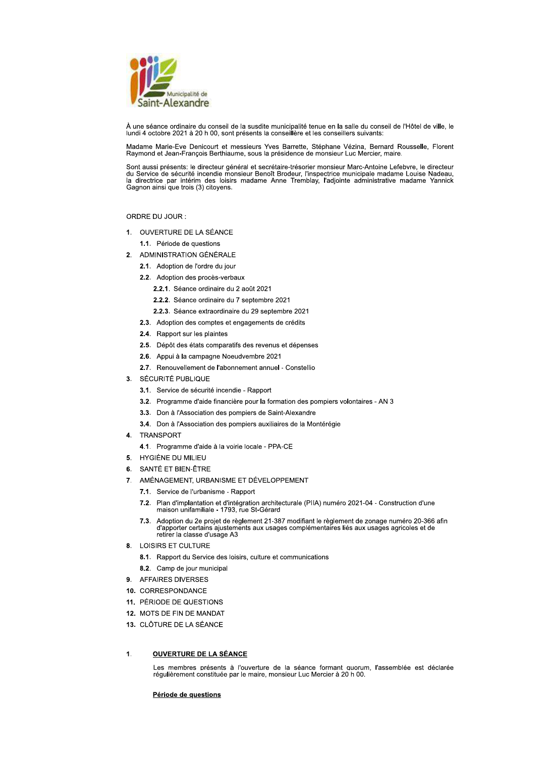Municipalité de Saint-Alexandre

À une séance ordinaire du conseil de la susdite municipalité tenue en la salle du conseil de l'Hôtel de ville, le lundi 4 octobre 2021 à 20 h 00, sont présents la conseillère et les conseillers suivants:

Madame Marie-Eve Denicourt et messieurs Yves Barrette, Stéphane Vézina, Bernard Rousselle, Florent Raymond et Jean-François Berthiaume, sous la présidence de monsieur Luc Mercier, maire.

Sont aussi présents: le directeur général et secrétaire-trésorier monsieur Marc-Antoine Lefebvre, le directeur du Service de sécurité incendie monsieur Benoît Brodeur, l'inspectrice municipale madame Louise Nadeau, la directrice par intérim des loisirs madame Anne Tremblay, l'adjointe administrative madame Yannick Gagnon ainsi que trois (3) citoyens.

ORDRE DU JOUR :

1. OUVERTURE DE LA SÉANCE
   - **1.1.** Période de questions
2. ADMINISTRATION GÉNÉRALE
   - **2.1.** Adoption de l'ordre du jour
   - **2.2.** Adoption des procès-verbaux
     - **2.2.1.** Séance ordinaire du 2 août 2021
     - **2.2.2.** Séance ordinaire du 7 septembre 2021
     - **2.2.3.** Séance extraordinaire du 29 septembre 2021
   - **2.3.** Adoption des comptes et engagements de crédits
   - **2.4.** Rapport sur les plaintes
   - **2.5.** Dépôt des états comparatifs des revenus et dépenses
   - **2.6.** Appui à la campagne Noeudvembre 2021
   - **2.7.** Renouvellement de l'abonnement annuel - Constellio
3. SÉCURITÉ PUBLIQUE
   - **3.1.** Service de sécurité incendie - Rapport
   - **3.2.** Programme d'aide financière pour la formation des pompiers volontaires - AN 3
   - **3.3.** Don à l'Association des pompiers de Saint-Alexandre
   - **3.4.** Don à l'Association des pompiers auxiliaires de la Montérégie
4. TRANSPORT
   - **4.1.** Programme d'aide à la voirie locale - PPA-CE
5. HYGIÈNE DU MILIEU
6. SANTÉ ET BIEN-ÊTRE
7. AMÉNAGEMENT, URBANISME ET DÉVELOPPEMENT
   - **7.1.** Service de l'urbanisme - Rapport
   - **7.2.** Plan d'implantation et d'intégration architecturale (PIIA) numéro 2021-04 - Construction d'une maison unifamiliale - 1793, rue St-Gérard
   - **7.3.** Adoption du 2e projet de règlement 21-387 modifiant le règlement de zonage numéro 20-366 afin d'apporter certains ajustements aux usages complémentaires liés aux usages agricoles et de retirer la classe d'usage A3
8. LOISIRS ET CULTURE
   - **8.1.** Rapport du Service des loisirs, culture et communications
   - **8.2.** Camp de jour municipal
9. AFFAIRES DIVERSES
10. CORRESPONDANCE
11. PÉRIODE DE QUESTIONS
12. MOTS DE FIN DE MANDAT
13. CLÔTURE DE LA SÉANCE

## 1. OUVERTURE DE LA SÉANCE

Les membres présents à l'ouverture de la séance formant quorum, l'assemblée est déclarée régulièrement constituée par le maire, monsieur Luc Mercier à 20 h 00.

### Période de questions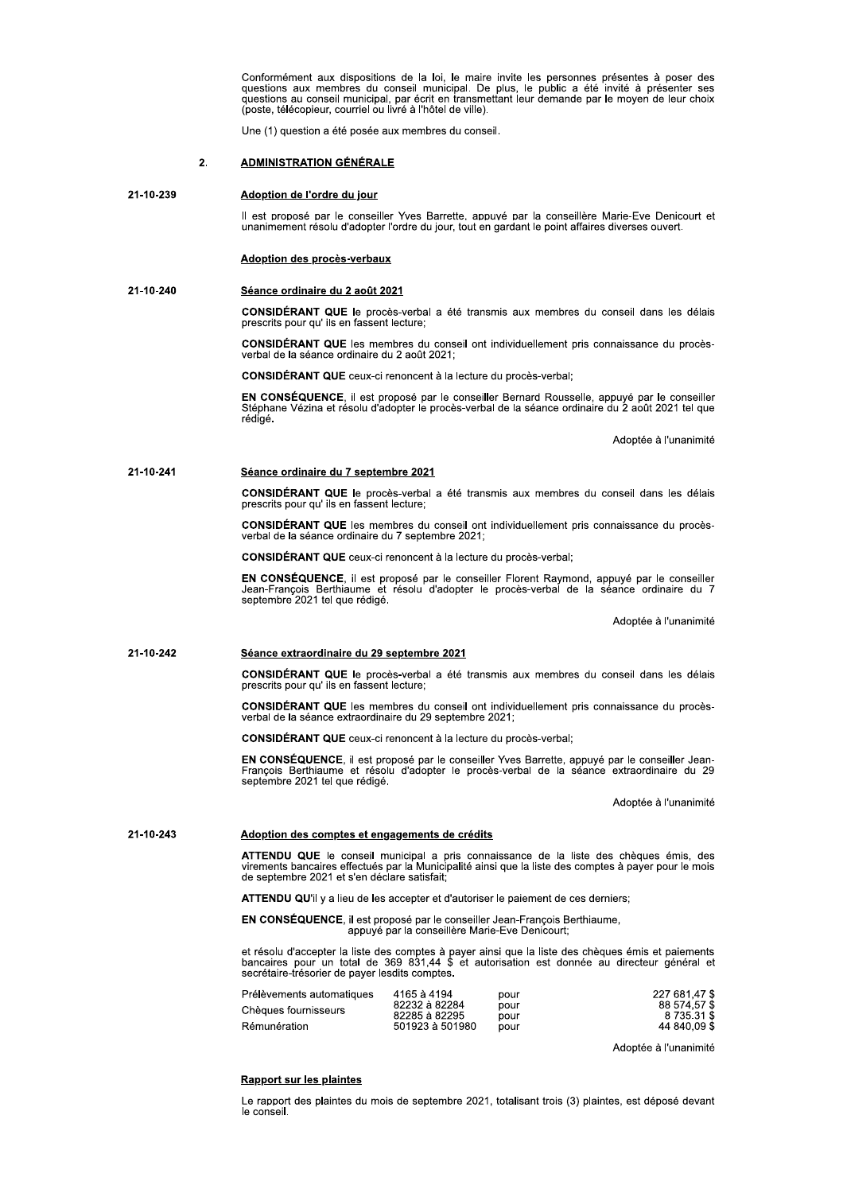Conformément aux dispositions de la loi, le maire invite les personnes présentes à poser des questions aux membres du conseil municipal. De plus, le public a été invité à présenter ses questions au conseil municipal, par écrit en transmettant leur demande par le moyen de leur choix (poste, télécopieur, courriel ou livré à l'hôtel de ville).

Une (1) question a été posée aux membres du conseil.

## 2. ADMINISTRATION GÉNÉRALE

**21-10-239**

### Adoption de l'ordre du jour

Il est proposé par le conseiller Yves Barrette, appuyé par la conseillère Marie-Eve Denicourt et unanimement résolu d'adopter l'ordre du jour, tout en gardant le point affaires diverses ouvert.

### Adoption des procès-verbaux

**21-10-240**

### Séance ordinaire du 2 août 2021

**CONSIDÉRANT QUE** le procès-verbal a été transmis aux membres du conseil dans les délais prescrits pour qu' ils en fassent lecture;

**CONSIDÉRANT QUE** les membres du conseil ont individuellement pris connaissance du procès-verbal de la séance ordinaire du 2 août 2021;

**CONSIDÉRANT QUE** ceux-ci renoncent à la lecture du procès-verbal;

**EN CONSÉQUENCE**, il est proposé par le conseiller Bernard Rousselle, appuyé par le conseiller Stéphane Vézina et résolu d'adopter le procès-verbal de la séance ordinaire du 2 août 2021 tel que rédigé.

Adoptée à l'unanimité

**21-10-241**

### Séance ordinaire du 7 septembre 2021

**CONSIDÉRANT QUE** le procès-verbal a été transmis aux membres du conseil dans les délais prescrits pour qu' ils en fassent lecture;

**CONSIDÉRANT QUE** les membres du conseil ont individuellement pris connaissance du procès-verbal de la séance ordinaire du 7 septembre 2021;

**CONSIDÉRANT QUE** ceux-ci renoncent à la lecture du procès-verbal;

**EN CONSÉQUENCE**, il est proposé par le conseiller Florent Raymond, appuyé par le conseiller Jean-François Berthiaume et résolu d'adopter le procès-verbal de la séance ordinaire du 7 septembre 2021 tel que rédigé.

Adoptée à l'unanimité

**21-10-242**

### Séance extraordinaire du 29 septembre 2021

**CONSIDÉRANT QUE** le procès-verbal a été transmis aux membres du conseil dans les délais prescrits pour qu' ils en fassent lecture;

**CONSIDÉRANT QUE** les membres du conseil ont individuellement pris connaissance du procès-verbal de la séance extraordinaire du 29 septembre 2021;

**CONSIDÉRANT QUE** ceux-ci renoncent à la lecture du procès-verbal;

**EN CONSÉQUENCE**, il est proposé par le conseiller Yves Barrette, appuyé par le conseiller Jean-François Berthiaume et résolu d'adopter le procès-verbal de la séance extraordinaire du 29 septembre 2021 tel que rédigé.

Adoptée à l'unanimité

**21-10-243**

### Adoption des comptes et engagements de crédits

**ATTENDU QUE** le conseil municipal a pris connaissance de la liste des chèques émis, des virements bancaires effectués par la Municipalité ainsi que la liste des comptes à payer pour le mois de septembre 2021 et s'en déclare satisfait;

**ATTENDU QU'**il y a lieu de les accepter et d'autoriser le paiement de ces derniers;

**EN CONSÉQUENCE**, il est proposé par le conseiller Jean-François Berthiaume, appuyé par la conseillère Marie-Eve Denicourt;

et résolu d'accepter la liste des comptes à payer ainsi que la liste des chèques émis et paiements bancaires pour un total de 369 831,44 $ et autorisation est donnée au directeur général et secrétaire-trésorier de payer lesdits comptes.

| | | | |
|---|---|---|---|
| Prélèvements automatiques | 4165 à 4194 | pour | 227 681,47 $ |
| Chèques fournisseurs | 82232 à 82284 | pour | 88 574,57 $ |
| | 82285 à 82295 | pour | 8 735.31 $ |
| Rémunération | 501923 à 501980 | pour | 44 840,09 $ |

Adoptée à l'unanimité

### Rapport sur les plaintes

Le rapport des plaintes du mois de septembre 2021, totalisant trois (3) plaintes, est déposé devant le conseil.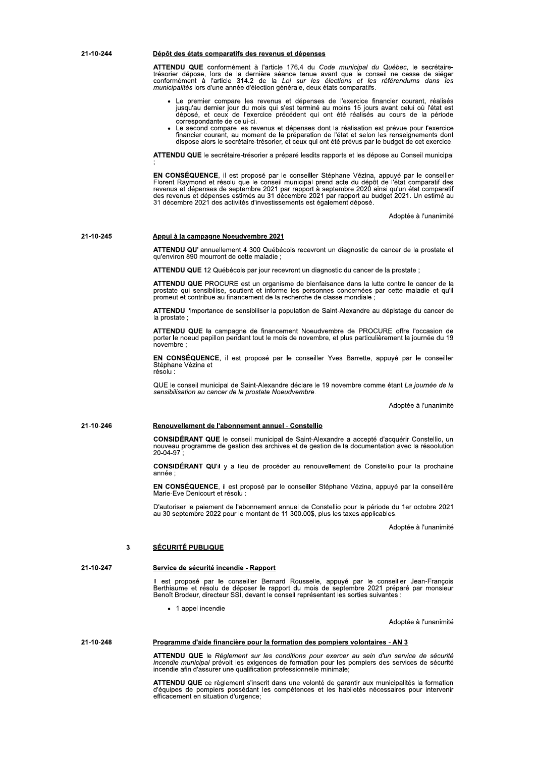**21-10-244**

**Dépôt des états comparatifs des revenus et dépenses**

**ATTENDU QUE** conformément à l'article 176.4 du *Code municipal du Québec*, le secrétaire-trésorier dépose, lors de la dernière séance tenue avant que le conseil ne cesse de siéger conformément à l'article 314.2 de la *Loi sur les élections et les référendums dans les municipalités* lors d'une année d'élection générale, deux états comparatifs.

- Le premier compare les revenus et dépenses de l'exercice financier courant, réalisés jusqu'au dernier jour du mois qui s'est terminé au moins 15 jours avant celui où l'état est déposé, et ceux de l'exercice précédent qui ont été réalisés au cours de la période correspondante de celui-ci.
- Le second compare les revenus et dépenses dont la réalisation est prévue pour l'exercice financier courant, au moment de la préparation de l'état et selon les renseignements dont dispose alors le secrétaire-trésorier, et ceux qui ont été prévus par le budget de cet exercice.

**ATTENDU QUE** le secrétaire-trésorier a préparé lesdits rapports et les dépose au Conseil municipal ;

**EN CONSÉQUENCE**, il est proposé par le conseiller Stéphane Vézina, appuyé par le conseiller Florent Raymond et résolu que le conseil municipal prend acte du dépôt de l'état comparatif des revenus et dépenses de septembre 2021 par rapport à septembre 2020 ainsi qu'un état comparatif des revenus et dépenses estimés au 31 décembre 2021 par rapport au budget 2021. Un estimé au 31 décembre 2021 des activités d'investissements est également déposé.

Adoptée à l'unanimité

**21-10-245**

**Appui à la campagne Noeudvembre 2021**

**ATTENDU QU'** annuellement 4 300 Québécois recevront un diagnostic de cancer de la prostate et qu'environ 890 mourront de cette maladie ;

**ATTENDU QUE** 12 Québécois par jour recevront un diagnostic du cancer de la prostate ;

**ATTENDU QUE** PROCURE est un organisme de bienfaisance dans la lutte contre le cancer de la prostate qui sensibilise, soutient et informe les personnes concernées par cette maladie et qu'il promeut et contribue au financement de la recherche de classe mondiale ;

**ATTENDU** l'importance de sensibiliser la population de Saint-Alexandre au dépistage du cancer de la prostate ;

**ATTENDU QUE** la campagne de financement Noeudvembre de PROCURE offre l'occasion de porter le noeud papillon pendant tout le mois de novembre, et plus particulièrement la journée du 19 novembre ;

**EN CONSÉQUENCE**, il est proposé par le conseiller Yves Barrette, appuyé par le conseiller Stéphane Vézina et
résolu :

QUE le conseil municipal de Saint-Alexandre déclare le 19 novembre comme étant *La journée de la sensibilisation au cancer de la prostate Noeudvembre*.

Adoptée à l'unanimité

**21-10-246**

**Renouvellement de l'abonnement annuel - Constellio**

**CONSIDÉRANT QUE** le conseil municipal de Saint-Alexandre a accepté d'acquérir Constellio, un nouveau programme de gestion des archives et de gestion de la documentation avec la résoolution 20-04-97 ;

**CONSIDÉRANT QU'**il y a lieu de procéder au renouvellement de Constellio pour la prochaine année ;

**EN CONSÉQUENCE**, il est proposé par le conseiller Stéphane Vézina, appuyé par la conseillère Marie-Eve Denicourt et résolu :

D'autoriser le paiement de l'abonnement annuel de Constellio pour la période du 1er octobre 2021 au 30 septembre 2022 pour le montant de 11 300.00$, plus les taxes applicables.

Adoptée à l'unanimité

## 3. SÉCURITÉ PUBLIQUE

**21-10-247**

**Service de sécurité incendie - Rapport**

Il est proposé par le conseiller Bernard Rousselle, appuyé par le conseiller Jean-François Berthiaume et résolu de déposer le rapport du mois de septembre 2021 préparé par monsieur Benoît Brodeur, directeur SSI, devant le conseil représentant les sorties suivantes :

- 1 appel incendie

Adoptée à l'unanimité

**21-10-248**

**Programme d'aide financière pour la formation des pompiers volontaires - AN 3**

**ATTENDU QUE** le *Règlement sur les conditions pour exercer au sein d'un service de sécurité incendie municipal* prévoit les exigences de formation pour les pompiers des services de sécurité incendie afin d'assurer une qualification professionnelle minimale;

**ATTENDU QUE** ce règlement s'inscrit dans une volonté de garantir aux municipalités la formation d'équipes de pompiers possédant les compétences et les habiletés nécessaires pour intervenir efficacement en situation d'urgence;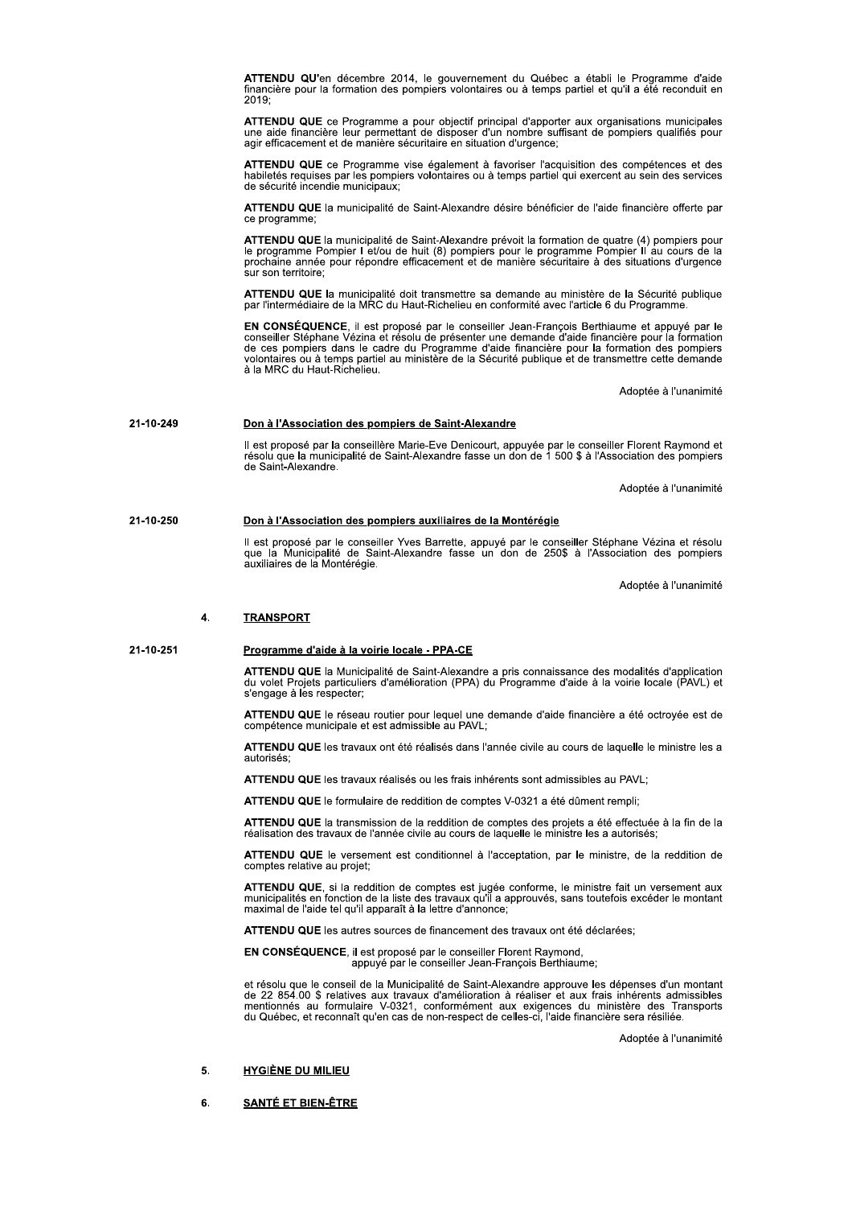**ATTENDU QU'**en décembre 2014, le gouvernement du Québec a établi le Programme d'aide financière pour la formation des pompiers volontaires ou à temps partiel et qu'il a été reconduit en 2019;

**ATTENDU QUE** ce Programme a pour objectif principal d'apporter aux organisations municipales une aide financière leur permettant de disposer d'un nombre suffisant de pompiers qualifiés pour agir efficacement et de manière sécuritaire en situation d'urgence;

**ATTENDU QUE** ce Programme vise également à favoriser l'acquisition des compétences et des habiletés requises par les pompiers volontaires ou à temps partiel qui exercent au sein des services de sécurité incendie municipaux;

**ATTENDU QUE** la municipalité de Saint-Alexandre désire bénéficier de l'aide financière offerte par ce programme;

**ATTENDU QUE** la municipalité de Saint-Alexandre prévoit la formation de quatre (4) pompiers pour le programme Pompier I et/ou de huit (8) pompiers pour le programme Pompier II au cours de la prochaine année pour répondre efficacement et de manière sécuritaire à des situations d'urgence sur son territoire;

**ATTENDU QUE** la municipalité doit transmettre sa demande au ministère de la Sécurité publique par l'intermédiaire de la MRC du Haut-Richelieu en conformité avec l'article 6 du Programme.

**EN CONSÉQUENCE**, il est proposé par le conseiller Jean-François Berthiaume et appuyé par le conseiller Stéphane Vézina et résolu de présenter une demande d'aide financière pour la formation de ces pompiers dans le cadre du Programme d'aide financière pour la formation des pompiers volontaires ou à temps partiel au ministère de la Sécurité publique et de transmettre cette demande à la MRC du Haut-Richelieu.

Adoptée à l'unanimité

**21-10-249** **Don à l'Association des pompiers de Saint-Alexandre**

Il est proposé par la conseillère Marie-Eve Denicourt, appuyée par le conseiller Florent Raymond et résolu que la municipalité de Saint-Alexandre fasse un don de 1 500 $ à l'Association des pompiers de Saint-Alexandre.

Adoptée à l'unanimité

**21-10-250** **Don à l'Association des pompiers auxiliaires de la Montérégie**

Il est proposé par le conseiller Yves Barrette, appuyé par le conseiller Stéphane Vézina et résolu que la Municipalité de Saint-Alexandre fasse un don de 250$ à l'Association des pompiers auxiliaires de la Montérégie.

Adoptée à l'unanimité

## 4. TRANSPORT

**21-10-251** **Programme d'aide à la voirie locale - PPA-CE**

**ATTENDU QUE** la Municipalité de Saint-Alexandre a pris connaissance des modalités d'application du volet Projets particuliers d'amélioration (PPA) du Programme d'aide à la voirie locale (PAVL) et s'engage à les respecter;

**ATTENDU QUE** le réseau routier pour lequel une demande d'aide financière a été octroyée est de compétence municipale et est admissible au PAVL;

**ATTENDU QUE** les travaux ont été réalisés dans l'année civile au cours de laquelle le ministre les a autorisés;

**ATTENDU QUE** les travaux réalisés ou les frais inhérents sont admissibles au PAVL;

**ATTENDU QUE** le formulaire de reddition de comptes V-0321 a été dûment rempli;

**ATTENDU QUE** la transmission de la reddition de comptes des projets a été effectuée à la fin de la réalisation des travaux de l'année civile au cours de laquelle le ministre les a autorisés;

**ATTENDU QUE** le versement est conditionnel à l'acceptation, par le ministre, de la reddition de comptes relative au projet;

**ATTENDU QUE**, si la reddition de comptes est jugée conforme, le ministre fait un versement aux municipalités en fonction de la liste des travaux qu'il a approuvés, sans toutefois excéder le montant maximal de l'aide tel qu'il apparaît à la lettre d'annonce;

**ATTENDU QUE** les autres sources de financement des travaux ont été déclarées;

**EN CONSÉQUENCE**, il est proposé par le conseiller Florent Raymond,
appuyé par le conseiller Jean-François Berthiaume;

et résolu que le conseil de la Municipalité de Saint-Alexandre approuve les dépenses d'un montant de 22 854.00 $ relatives aux travaux d'amélioration à réaliser et aux frais inhérents admissibles mentionnés au formulaire V-0321, conformément aux exigences du ministère des Transports du Québec, et reconnaît qu'en cas de non-respect de celles-ci, l'aide financière sera résiliée.

Adoptée à l'unanimité

## 5. HYGIÈNE DU MILIEU

## 6. SANTÉ ET BIEN-ÊTRE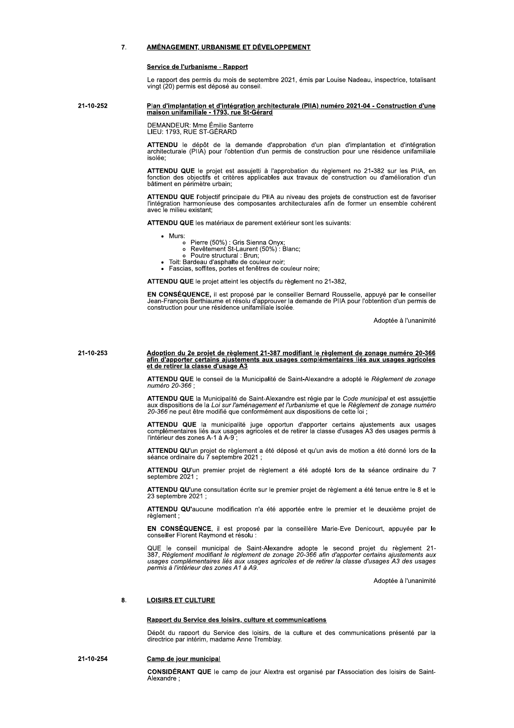## 7. AMÉNAGEMENT, URBANISME ET DÉVELOPPEMENT

### Service de l'urbanisme - Rapport

Le rapport des permis du mois de septembre 2021, émis par Louise Nadeau, inspectrice, totalisant vingt (20) permis est déposé au conseil.

**21-10-252**

### Plan d'implantation et d'intégration architecturale (PIIA) numéro 2021-04 - Construction d'une maison unifamiliale - 1793, rue St-Gérard

DEMANDEUR: Mme Émilie Santerre
LIEU: 1793, RUE ST-GÉRARD

**ATTENDU** le dépôt de la demande d'approbation d'un plan d'implantation et d'intégration architecturale (PIIA) pour l'obtention d'un permis de construction pour une résidence unifamiliale isolée;

**ATTENDU QUE** le projet est assujetti à l'approbation du règlement no 21-382 sur les PIIA, en fonction des objectifs et critères applicables aux travaux de construction ou d'amélioration d'un bâtiment en périmètre urbain;

**ATTENDU QUE** l'objectif principale du PIIA au niveau des projets de construction est de favoriser l'intégration harmonieuse des composantes architecturales afin de former un ensemble cohérent avec le milieu existant;

**ATTENDU QUE** les matériaux de parement extérieur sont les suivants:

- Murs:
  - Pierre (50%) : Gris Sienna Onyx;
  - Revêtement St-Laurent (50%) : Blanc;
  - Poutre structural : Brun;
- Toit: Bardeau d'asphalte de couleur noir;
- Fascias, soffites, portes et fenêtres de couleur noire;

**ATTENDU QUE** le projet atteint les objectifs du règlement no 21-382,

**EN CONSÉQUENCE,** il est proposé par le conseiller Bernard Rousselle, appuyé par le conseiller Jean-François Berthiaume et résolu d'approuver la demande de PIIA pour l'obtention d'un permis de construction pour une résidence unifamiliale isolée.

Adoptée à l'unanimité

**21-10-253**

### Adoption du 2e projet de règlement 21-387 modifiant le règlement de zonage numéro 20-366 afin d'apporter certains ajustements aux usages complémentaires liés aux usages agricoles et de retirer la classe d'usage A3

**ATTENDU QUE** le conseil de la Municipalité de Saint-Alexandre a adopté le *Règlement de zonage numéro 20-366* ;

**ATTENDU QUE** la Municipalité de Saint-Alexandre est régie par le *Code municipal* et est assujettie aux dispositions de la *Loi sur l'aménagement et l'urbanisme* et que le *Règlement de zonage numéro 20-366* ne peut être modifié que conformément aux dispositions de cette loi ;

**ATTENDU QUE** la municipalité juge opportun d'apporter certains ajustements aux usages complémentaires liés aux usages agricoles et de retirer la classe d'usages A3 des usages permis à l'intérieur des zones A-1 à A-9 ;

**ATTENDU QU'**un projet de règlement a été déposé et qu'un avis de motion a été donné lors de la séance ordinaire du 7 septembre 2021 ;

**ATTENDU QU'**un premier projet de règlement a été adopté lors de la séance ordinaire du 7 septembre 2021 ;

**ATTENDU QU'**une consultation écrite sur le premier projet de règlement a été tenue entre le 8 et le 23 septembre 2021 ;

**ATTENDU QU'**aucune modification n'a été apportée entre le premier et le deuxième projet de règlement ;

**EN CONSÉQUENCE**, il est proposé par la conseillère Marie-Eve Denicourt, appuyée par le conseiller Florent Raymond et résolu :

QUE le conseil municipal de Saint-Alexandre adopte le second projet du règlement 21-387, *Règlement modifiant le règlement de zonage 20-366 afin d'apporter certains ajustements aux usages complémentaires liés aux usages agricoles et de retirer la classe d'usages A3 des usages permis à l'intérieur des zones A1 à A9.*

Adoptée à l'unanimité

## 8. LOISIRS ET CULTURE

### Rapport du Service des loisirs, culture et communications

Dépôt du rapport du Service des loisirs, de la culture et des communications présenté par la directrice par intérim, madame Anne Tremblay.

**21-10-254**

### Camp de jour municipal

**CONSIDÉRANT QUE** le camp de jour Alextra est organisé par l'Association des loisirs de Saint-Alexandre ;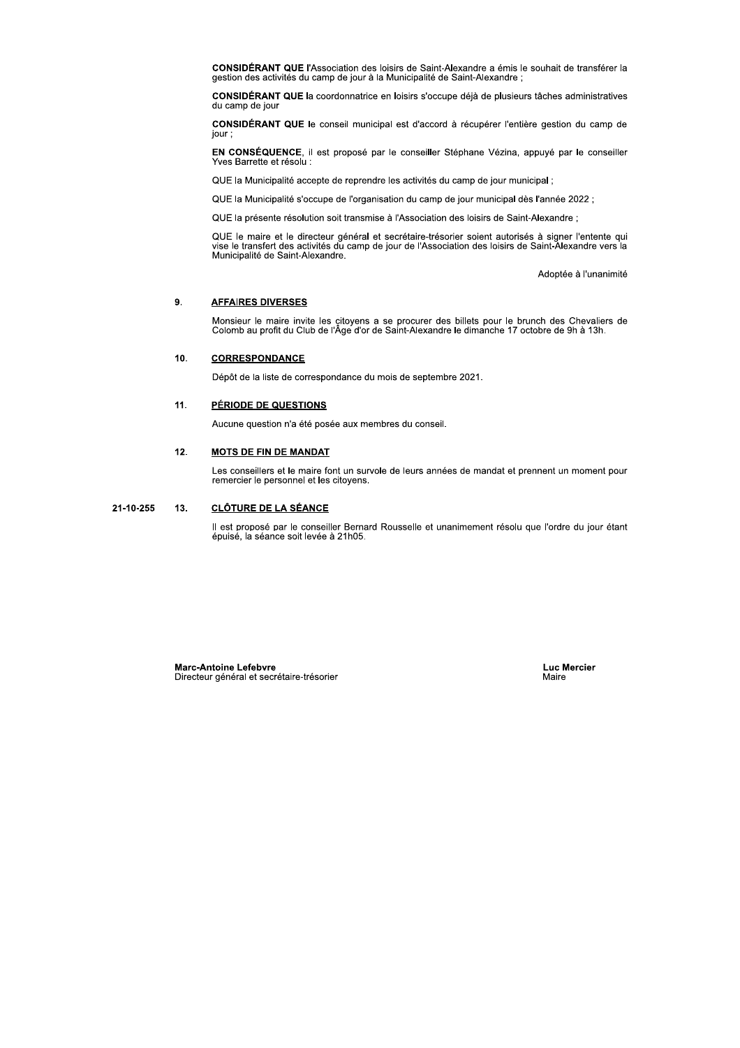**CONSIDÉRANT QUE** l'Association des loisirs de Saint-Alexandre a émis le souhait de transférer la gestion des activités du camp de jour à la Municipalité de Saint-Alexandre ;

**CONSIDÉRANT QUE** la coordonnatrice en loisirs s'occupe déjà de plusieurs tâches administratives du camp de jour

**CONSIDÉRANT QUE** le conseil municipal est d'accord à récupérer l'entière gestion du camp de jour ;

**EN CONSÉQUENCE**, il est proposé par le conseiller Stéphane Vézina, appuyé par le conseiller Yves Barrette et résolu :

QUE la Municipalité accepte de reprendre les activités du camp de jour municipal ;

QUE la Municipalité s'occupe de l'organisation du camp de jour municipal dès l'année 2022 ;

QUE la présente résolution soit transmise à l'Association des loisirs de Saint-Alexandre ;

QUE le maire et le directeur général et secrétaire-trésorier soient autorisés à signer l'entente qui vise le transfert des activités du camp de jour de l'Association des loisirs de Saint-Alexandre vers la Municipalité de Saint-Alexandre.

Adoptée à l'unanimité

## 9. AFFAIRES DIVERSES

Monsieur le maire invite les citoyens a se procurer des billets pour le brunch des Chevaliers de Colomb au profit du Club de l'Âge d'or de Saint-Alexandre le dimanche 17 octobre de 9h à 13h.

## 10. CORRESPONDANCE

Dépôt de la liste de correspondance du mois de septembre 2021.

## 11. PÉRIODE DE QUESTIONS

Aucune question n'a été posée aux membres du conseil.

## 12. MOTS DE FIN DE MANDAT

Les conseillers et le maire font un survole de leurs années de mandat et prennent un moment pour remercier le personnel et les citoyens.

21-10-255

## 13. CLÔTURE DE LA SÉANCE

Il est proposé par le conseiller Bernard Rousselle et unanimement résolu que l'ordre du jour étant épuisé, la séance soit levée à 21h05.

**Marc-Antoine Lefebvre**
Directeur général et secrétaire-trésorier

**Luc Mercier**
Maire